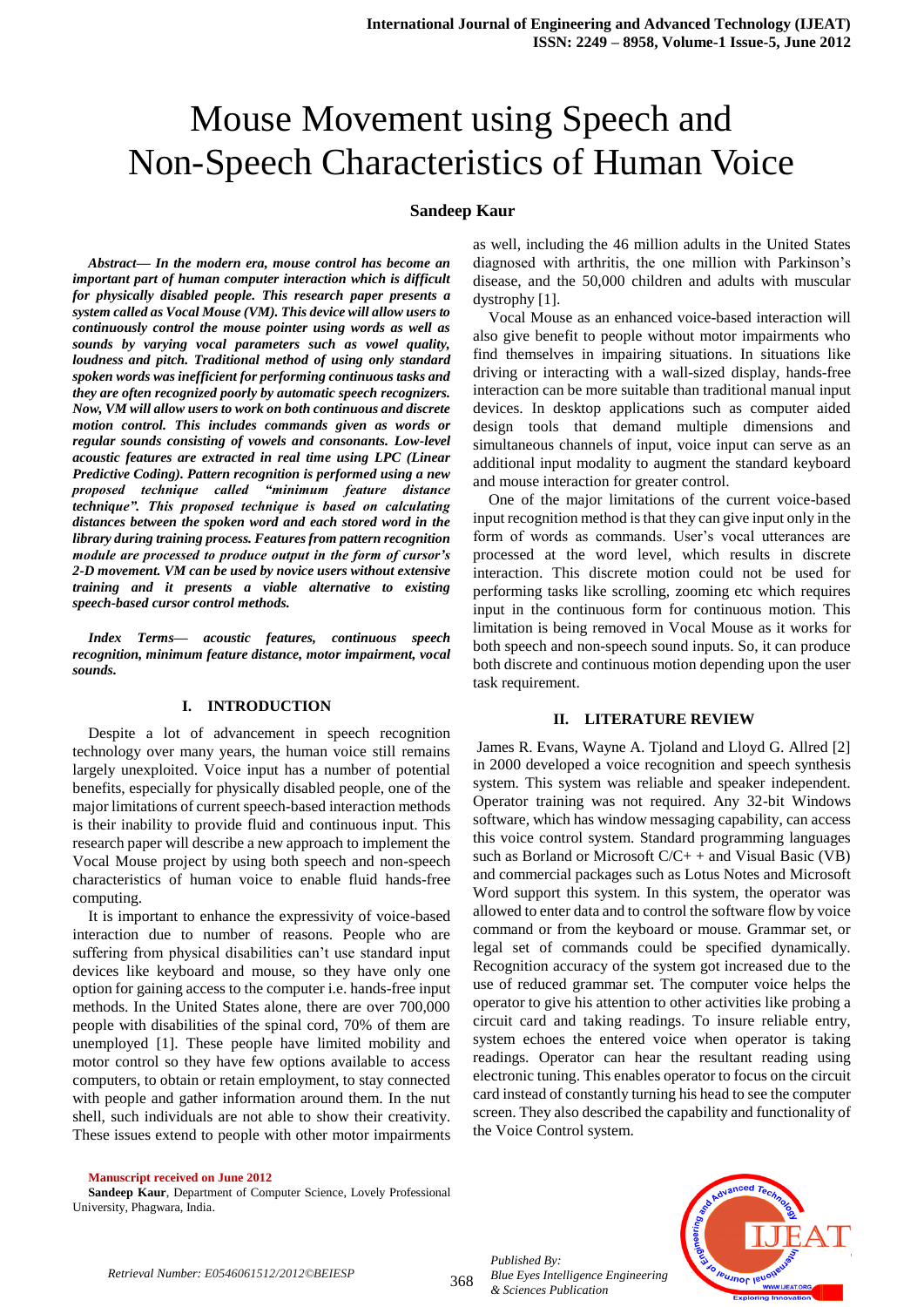# Mouse Movement using Speech and Non-Speech Characteristics of Human Voice

**Sandeep Kaur**

***Abstract— In the modern era, mouse control has become an important part of human computer interaction which is difficult for physically disabled people. This research paper presents a system called as Vocal Mouse (VM). This device will allow users to continuously control the mouse pointer using words as well as sounds by varying vocal parameters such as vowel quality, loudness and pitch. Traditional method of using only standard spoken words was inefficient for performing continuous tasks and they are often recognized poorly by automatic speech recognizers. Now, VM will allow users to work on both continuous and discrete motion control. This includes commands given as words or regular sounds consisting of vowels and consonants. Low-level acoustic features are extracted in real time using LPC (Linear Predictive Coding). Pattern recognition is performed using a new proposed technique called "minimum feature distance technique". This proposed technique is based on calculating distances between the spoken word and each stored word in the library during training process. Features from pattern recognition module are processed to produce output in the form of cursor's 2-D movement. VM can be used by novice users without extensive training and it presents a viable alternative to existing speech-based cursor control methods.***

***Index Terms— acoustic features, continuous speech recognition, minimum feature distance, motor impairment, vocal sounds.***

## I. INTRODUCTION

Despite a lot of advancement in speech recognition technology over many years, the human voice still remains largely unexploited. Voice input has a number of potential benefits, especially for physically disabled people, one of the major limitations of current speech-based interaction methods is their inability to provide fluid and continuous input. This research paper will describe a new approach to implement the Vocal Mouse project by using both speech and non-speech characteristics of human voice to enable fluid hands-free computing.

It is important to enhance the expressivity of voice-based interaction due to number of reasons. People who are suffering from physical disabilities can't use standard input devices like keyboard and mouse, so they have only one option for gaining access to the computer i.e. hands-free input methods. In the United States alone, there are over 700,000 people with disabilities of the spinal cord, 70% of them are unemployed [1]. These people have limited mobility and motor control so they have few options available to access computers, to obtain or retain employment, to stay connected with people and gather information around them. In the nut shell, such individuals are not able to show their creativity. These issues extend to people with other motor impairments as well, including the 46 million adults in the United States diagnosed with arthritis, the one million with Parkinson's disease, and the 50,000 children and adults with muscular dystrophy [1].

Vocal Mouse as an enhanced voice-based interaction will also give benefit to people without motor impairments who find themselves in impairing situations. In situations like driving or interacting with a wall-sized display, hands-free interaction can be more suitable than traditional manual input devices. In desktop applications such as computer aided design tools that demand multiple dimensions and simultaneous channels of input, voice input can serve as an additional input modality to augment the standard keyboard and mouse interaction for greater control.

One of the major limitations of the current voice-based input recognition method is that they can give input only in the form of words as commands. User's vocal utterances are processed at the word level, which results in discrete interaction. This discrete motion could not be used for performing tasks like scrolling, zooming etc which requires input in the continuous form for continuous motion. This limitation is being removed in Vocal Mouse as it works for both speech and non-speech sound inputs. So, it can produce both discrete and continuous motion depending upon the user task requirement.

## II. LITERATURE REVIEW

James R. Evans, Wayne A. Tjoland and Lloyd G. Allred [2] in 2000 developed a voice recognition and speech synthesis system. This system was reliable and speaker independent. Operator training was not required. Any 32-bit Windows software, which has window messaging capability, can access this voice control system. Standard programming languages such as Borland or Microsoft C/C+ + and Visual Basic (VB) and commercial packages such as Lotus Notes and Microsoft Word support this system. In this system, the operator was allowed to enter data and to control the software flow by voice command or from the keyboard or mouse. Grammar set, or legal set of commands could be specified dynamically. Recognition accuracy of the system got increased due to the use of reduced grammar set. The computer voice helps the operator to give his attention to other activities like probing a circuit card and taking readings. To insure reliable entry, system echoes the entered voice when operator is taking readings. Operator can hear the resultant reading using electronic tuning. This enables operator to focus on the circuit card instead of constantly turning his head to see the computer screen. They also described the capability and functionality of the Voice Control system.

**Manuscript received on June 2012**

**Sandeep Kaur**, Department of Computer Science, Lovely Professional University, Phagwara, India.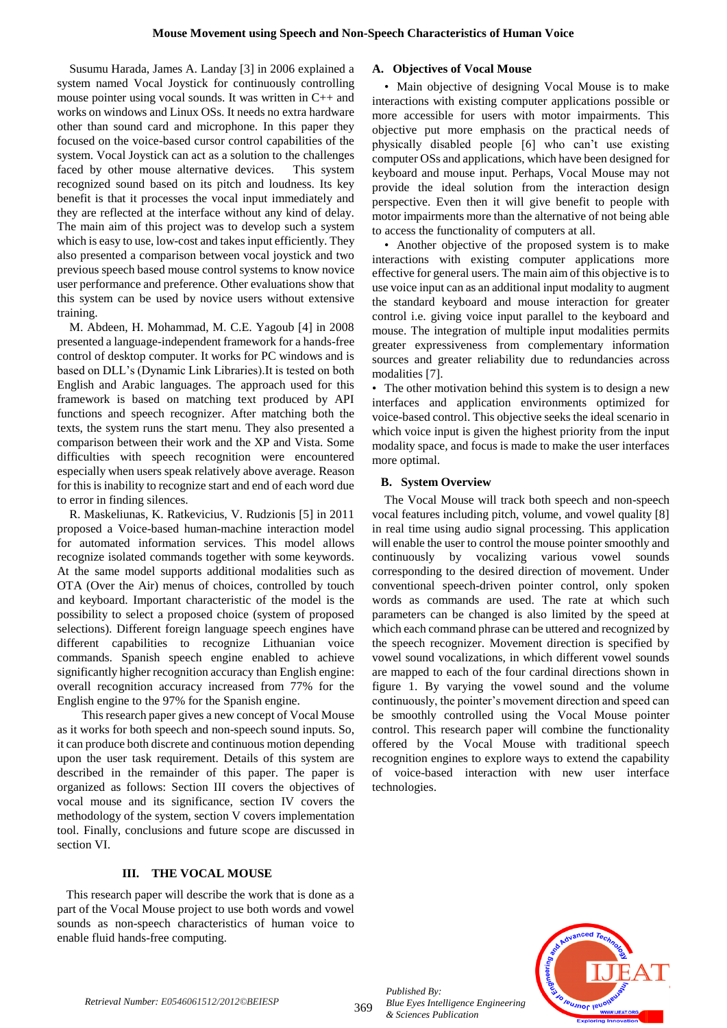Susumu Harada, James A. Landay [3] in 2006 explained a system named Vocal Joystick for continuously controlling mouse pointer using vocal sounds. It was written in C++ and works on windows and Linux OSs. It needs no extra hardware other than sound card and microphone. In this paper they focused on the voice-based cursor control capabilities of the system. Vocal Joystick can act as a solution to the challenges faced by other mouse alternative devices. This system recognized sound based on its pitch and loudness. Its key benefit is that it processes the vocal input immediately and they are reflected at the interface without any kind of delay. The main aim of this project was to develop such a system which is easy to use, low-cost and takes input efficiently. They also presented a comparison between vocal joystick and two previous speech based mouse control systems to know novice user performance and preference. Other evaluations show that this system can be used by novice users without extensive training.

M. Abdeen, H. Mohammad, M. C.E. Yagoub [4] in 2008 presented a language-independent framework for a hands-free control of desktop computer. It works for PC windows and is based on DLL's (Dynamic Link Libraries).It is tested on both English and Arabic languages. The approach used for this framework is based on matching text produced by API functions and speech recognizer. After matching both the texts, the system runs the start menu. They also presented a comparison between their work and the XP and Vista. Some difficulties with speech recognition were encountered especially when users speak relatively above average. Reason for this is inability to recognize start and end of each word due to error in finding silences.

R. Maskeliunas, K. Ratkevicius, V. Rudzionis [5] in 2011 proposed a Voice-based human-machine interaction model for automated information services. This model allows recognize isolated commands together with some keywords. At the same model supports additional modalities such as OTA (Over the Air) menus of choices, controlled by touch and keyboard. Important characteristic of the model is the possibility to select a proposed choice (system of proposed selections). Different foreign language speech engines have different capabilities to recognize Lithuanian voice commands. Spanish speech engine enabled to achieve significantly higher recognition accuracy than English engine: overall recognition accuracy increased from 77% for the English engine to the 97% for the Spanish engine.

This research paper gives a new concept of Vocal Mouse as it works for both speech and non-speech sound inputs. So, it can produce both discrete and continuous motion depending upon the user task requirement. Details of this system are described in the remainder of this paper. The paper is organized as follows: Section III covers the objectives of vocal mouse and its significance, section IV covers the methodology of the system, section V covers implementation tool. Finally, conclusions and future scope are discussed in section VI.

## III. THE VOCAL MOUSE

This research paper will describe the work that is done as a part of the Vocal Mouse project to use both words and vowel sounds as non-speech characteristics of human voice to enable fluid hands-free computing.

### A. Objectives of Vocal Mouse

- Main objective of designing Vocal Mouse is to make interactions with existing computer applications possible or more accessible for users with motor impairments. This objective put more emphasis on the practical needs of physically disabled people [6] who can't use existing computer OSs and applications, which have been designed for keyboard and mouse input. Perhaps, Vocal Mouse may not provide the ideal solution from the interaction design perspective. Even then it will give benefit to people with motor impairments more than the alternative of not being able to access the functionality of computers at all.
- Another objective of the proposed system is to make interactions with existing computer applications more effective for general users. The main aim of this objective is to use voice input can as an additional input modality to augment the standard keyboard and mouse interaction for greater control i.e. giving voice input parallel to the keyboard and mouse. The integration of multiple input modalities permits greater expressiveness from complementary information sources and greater reliability due to redundancies across modalities [7].
- The other motivation behind this system is to design a new interfaces and application environments optimized for voice-based control. This objective seeks the ideal scenario in which voice input is given the highest priority from the input modality space, and focus is made to make the user interfaces more optimal.

### B. System Overview

The Vocal Mouse will track both speech and non-speech vocal features including pitch, volume, and vowel quality [8] in real time using audio signal processing. This application will enable the user to control the mouse pointer smoothly and continuously by vocalizing various vowel sounds corresponding to the desired direction of movement. Under conventional speech-driven pointer control, only spoken words as commands are used. The rate at which such parameters can be changed is also limited by the speed at which each command phrase can be uttered and recognized by the speech recognizer. Movement direction is specified by vowel sound vocalizations, in which different vowel sounds are mapped to each of the four cardinal directions shown in figure 1. By varying the vowel sound and the volume continuously, the pointer's movement direction and speed can be smoothly controlled using the Vocal Mouse pointer control. This research paper will combine the functionality offered by the Vocal Mouse with traditional speech recognition engines to explore ways to extend the capability of voice-based interaction with new user interface technologies.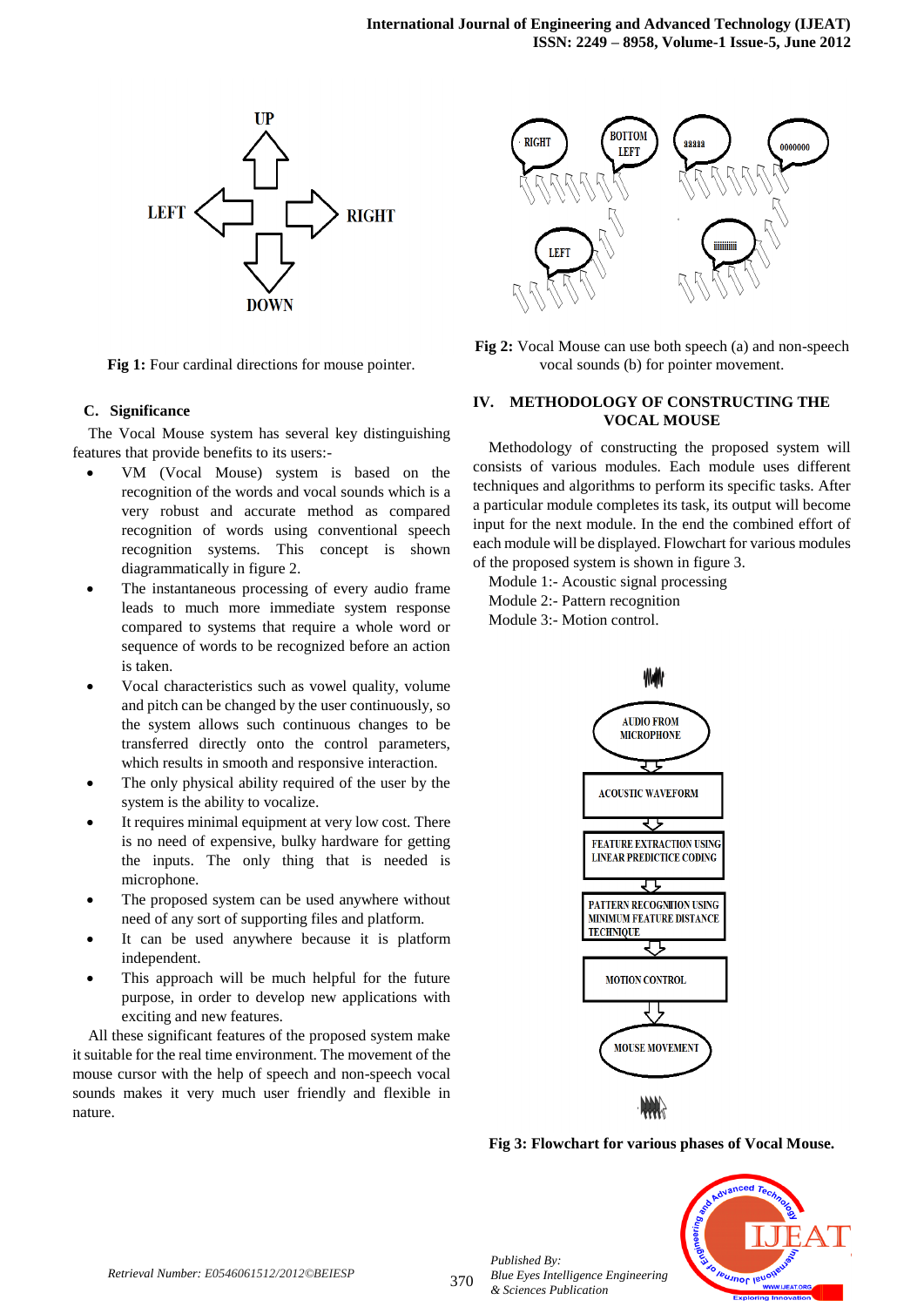Fig 1: Four cardinal directions for mouse pointer.

### C. Significance

The Vocal Mouse system has several key distinguishing features that provide benefits to its users:-

- VM (Vocal Mouse) system is based on the recognition of the words and vocal sounds which is a very robust and accurate method as compared recognition of words using conventional speech recognition systems. This concept is shown diagrammatically in figure 2.
- The instantaneous processing of every audio frame leads to much more immediate system response compared to systems that require a whole word or sequence of words to be recognized before an action is taken.
- Vocal characteristics such as vowel quality, volume and pitch can be changed by the user continuously, so the system allows such continuous changes to be transferred directly onto the control parameters, which results in smooth and responsive interaction.
- The only physical ability required of the user by the system is the ability to vocalize.
- It requires minimal equipment at very low cost. There is no need of expensive, bulky hardware for getting the inputs. The only thing that is needed is microphone.
- The proposed system can be used anywhere without need of any sort of supporting files and platform.
- It can be used anywhere because it is platform independent.
- This approach will be much helpful for the future purpose, in order to develop new applications with exciting and new features.

All these significant features of the proposed system make it suitable for the real time environment. The movement of the mouse cursor with the help of speech and non-speech vocal sounds makes it very much user friendly and flexible in nature.

Fig 2: Vocal Mouse can use both speech (a) and non-speech vocal sounds (b) for pointer movement.

## IV. METHODOLOGY OF CONSTRUCTING THE VOCAL MOUSE

Methodology of constructing the proposed system will consists of various modules. Each module uses different techniques and algorithms to perform its specific tasks. After a particular module completes its task, its output will become input for the next module. In the end the combined effort of each module will be displayed. Flowchart for various modules of the proposed system is shown in figure 3.

Module 1:- Acoustic signal processing
Module 2:- Pattern recognition
Module 3:- Motion control.

Fig 3: Flowchart for various phases of Vocal Mouse.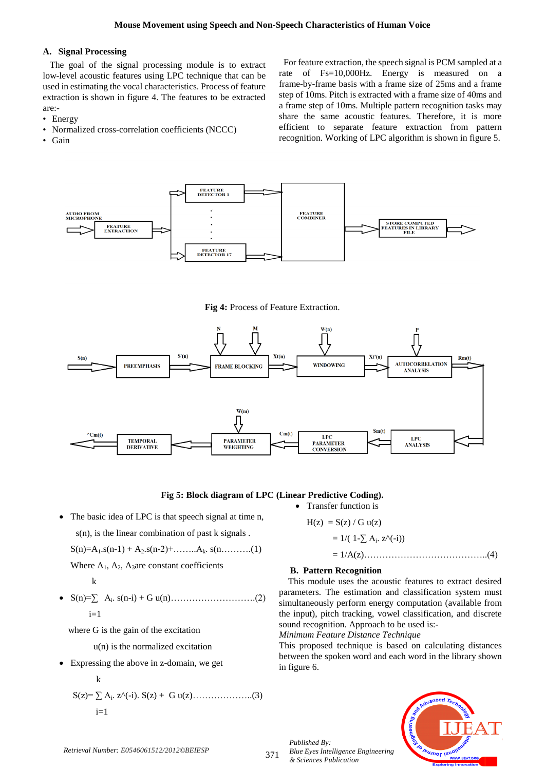### A. Signal Processing

The goal of the signal processing module is to extract low-level acoustic features using LPC technique that can be used in estimating the vocal characteristics. Process of feature extraction is shown in figure 4. The features to be extracted are:-

- Energy
- Normalized cross-correlation coefficients (NCCC)
- Gain

For feature extraction, the speech signal is PCM sampled at a rate of Fs=10,000Hz. Energy is measured on a frame-by-frame basis with a frame size of 25ms and a frame step of 10ms. Pitch is extracted with a frame size of 40ms and a frame step of 10ms. Multiple pattern recognition tasks may share the same acoustic features. Therefore, it is more efficient to separate feature extraction from pattern recognition. Working of LPC algorithm is shown in figure 5.

**Fig 4:** Process of Feature Extraction.

**Fig 5: Block diagram of LPC (Linear Predictive Coding).**

- The basic idea of LPC is that speech signal at time n, s(n), is the linear combination of past k signals .

  $S(n)=A_1.s(n-1) + A_2.s(n-2)+\ldots\ldots A_k.\ s(n\ldots\ldots\ldots)$ (1)

  Where $A_1$, $A_2$, $A_3$ are constant coefficients

- $$S(n)=\sum_{i=1}^{k} A_i.\ s(n-i) + G\ u(n) \quad \ldots\ldots(2)$$

  where G is the gain of the excitation

  u(n) is the normalized excitation

- Expressing the above in z-domain, we get

  $$S(z)= \sum_{i=1}^{k} A_i.\ z^{(-i)}.\ S(z) + G\ u(z) \quad \ldots\ldots(3)$$

- Transfer function is

  $$H(z) = S(z) / G\ u(z)$$
  $$= 1/( 1-\sum A_i.\ z^{(-i)})$$
  $$= 1/A(z) \quad \ldots\ldots(4)$$

### B. Pattern Recognition

This module uses the acoustic features to extract desired parameters. The estimation and classification system must simultaneously perform energy computation (available from the input), pitch tracking, vowel classification, and discrete sound recognition. Approach to be used is:-

*Minimum Feature Distance Technique*

This proposed technique is based on calculating distances between the spoken word and each word in the library shown in figure 6.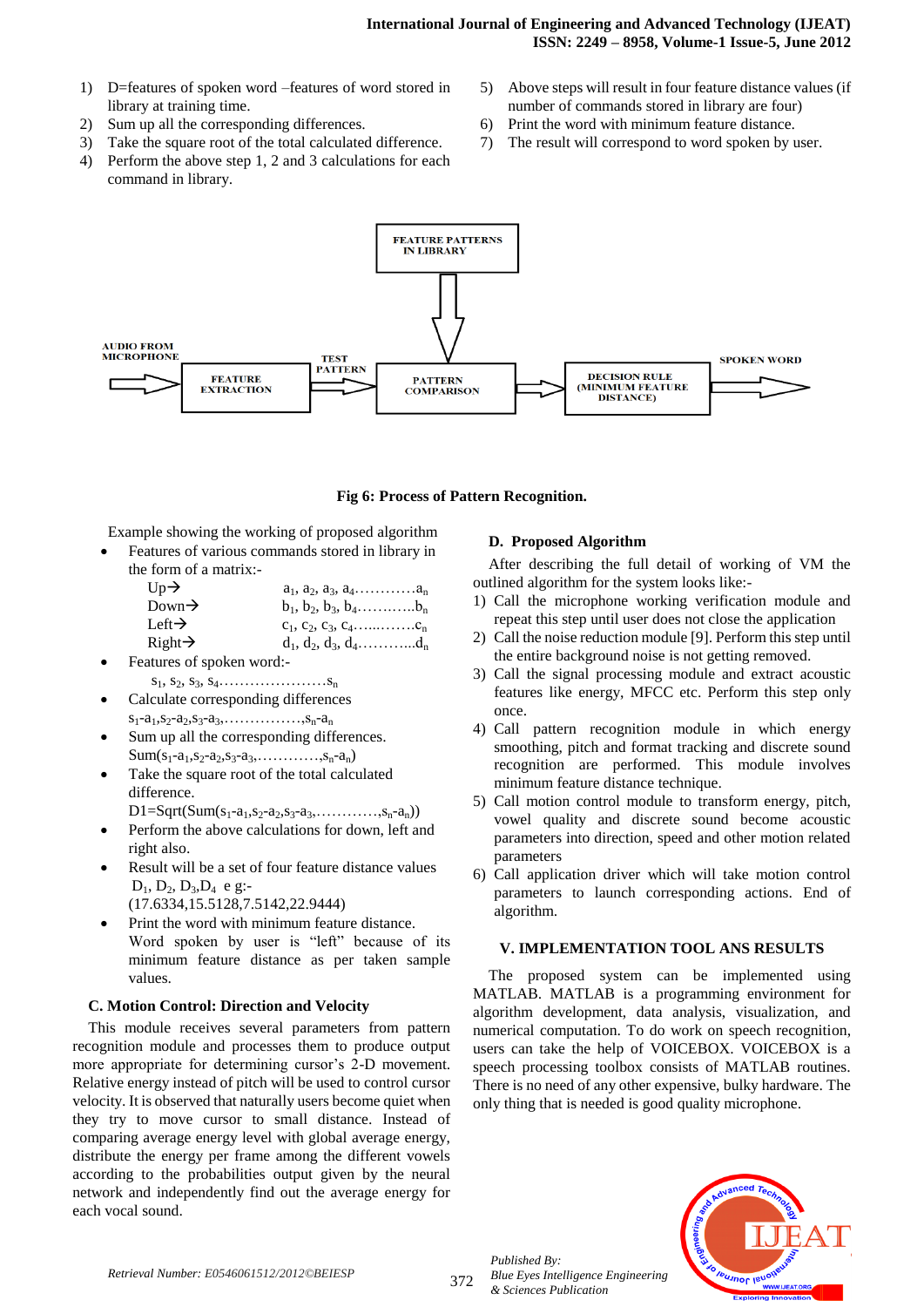1) D=features of spoken word –features of word stored in library at training time.
2) Sum up all the corresponding differences.
3) Take the square root of the total calculated difference.
4) Perform the above step 1, 2 and 3 calculations for each command in library.
5) Above steps will result in four feature distance values (if number of commands stored in library are four)
6) Print the word with minimum feature distance.
7) The result will correspond to word spoken by user.

**Fig 6: Process of Pattern Recognition.**

Example showing the working of proposed algorithm

- Features of various commands stored in library in the form of a matrix:-

  Up→ $a_1, a_2, a_3, a_4, \ldots\ldots\ldots\ldots a_n$

  Down→ $b_1, b_2, b_3, b_4, \ldots\ldots\ldots\ldots b_n$

  Left→ $c_1, c_2, c_3, c_4, \ldots\ldots\ldots\ldots c_n$

  Right→ $d_1, d_2, d_3, d_4, \ldots\ldots\ldots\ldots d_n$

- Features of spoken word:-

  $s_1, s_2, s_3, s_4 \ldots\ldots\ldots\ldots\ldots\ldots s_n$

- Calculate corresponding differences

  $s_1-a_1, s_2-a_2, s_3-a_3, \ldots\ldots\ldots\ldots\ldots, s_n-a_n$

- Sum up all the corresponding differences.

  $\text{Sum}(s_1-a_1, s_2-a_2, s_3-a_3, \ldots\ldots\ldots\ldots, s_n-a_n)$

- Take the square root of the total calculated difference.

  $D1=\text{Sqrt}(\text{Sum}(s_1-a_1, s_2-a_2, s_3-a_3, \ldots\ldots\ldots\ldots, s_n-a_n))$

- Perform the above calculations for down, left and right also.
- Result will be a set of four feature distance values $D_1, D_2, D_3, D_4$ e g:-

  (17.6334,15.5128,7.5142,22.9444)

- Print the word with minimum feature distance.

  Word spoken by user is “left” because of its minimum feature distance as per taken sample values.

### C. Motion Control: Direction and Velocity

This module receives several parameters from pattern recognition module and processes them to produce output more appropriate for determining cursor’s 2-D movement. Relative energy instead of pitch will be used to control cursor velocity. It is observed that naturally users become quiet when they try to move cursor to small distance. Instead of comparing average energy level with global average energy, distribute the energy per frame among the different vowels according to the probabilities output given by the neural network and independently find out the average energy for each vocal sound.

### D. Proposed Algorithm

After describing the full detail of working of VM the outlined algorithm for the system looks like:-

1) Call the microphone working verification module and repeat this step until user does not close the application
2) Call the noise reduction module [9]. Perform this step until the entire background noise is not getting removed.
3) Call the signal processing module and extract acoustic features like energy, MFCC etc. Perform this step only once.
4) Call pattern recognition module in which energy smoothing, pitch and format tracking and discrete sound recognition are performed. This module involves minimum feature distance technique.
5) Call motion control module to transform energy, pitch, vowel quality and discrete sound become acoustic parameters into direction, speed and other motion related parameters
6) Call application driver which will take motion control parameters to launch corresponding actions. End of algorithm.

## V. IMPLEMENTATION TOOL ANS RESULTS

The proposed system can be implemented using MATLAB. MATLAB is a programming environment for algorithm development, data analysis, visualization, and numerical computation. To do work on speech recognition, users can take the help of VOICEBOX. VOICEBOX is a speech processing toolbox consists of MATLAB routines. There is no need of any other expensive, bulky hardware. The only thing that is needed is good quality microphone.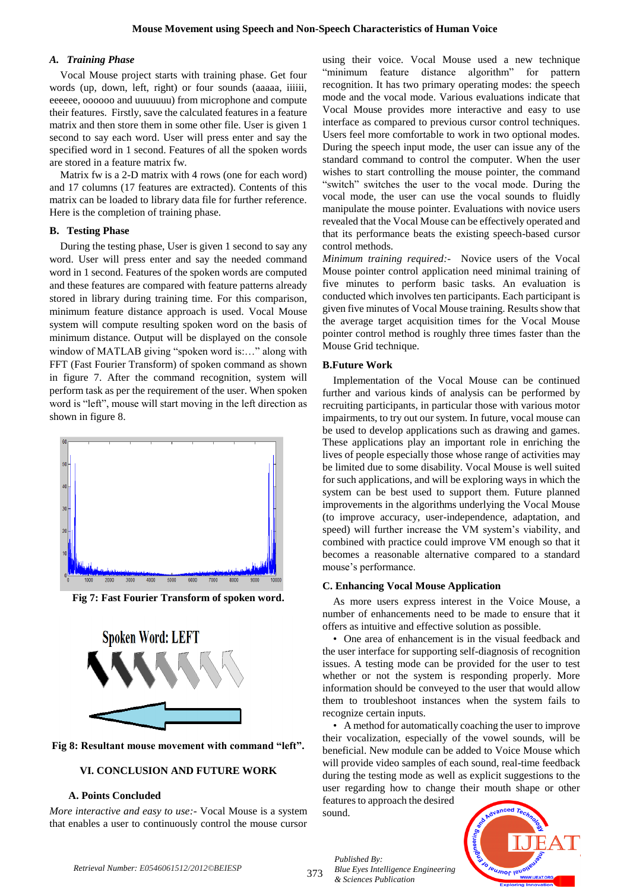### A. Training Phase

Vocal Mouse project starts with training phase. Get four words (up, down, left, right) or four sounds (aaaaa, iiiiii, eeeeee, oooooo and uuuuuuu) from microphone and compute their features. Firstly, save the calculated features in a feature matrix and then store them in some other file. User is given 1 second to say each word. User will press enter and say the specified word in 1 second. Features of all the spoken words are stored in a feature matrix fw.

Matrix fw is a 2-D matrix with 4 rows (one for each word) and 17 columns (17 features are extracted). Contents of this matrix can be loaded to library data file for further reference. Here is the completion of training phase.

### B. Testing Phase

During the testing phase, User is given 1 second to say any word. User will press enter and say the needed command word in 1 second. Features of the spoken words are computed and these features are compared with feature patterns already stored in library during training time. For this comparison, minimum feature distance approach is used. Vocal Mouse system will compute resulting spoken word on the basis of minimum distance. Output will be displayed on the console window of MATLAB giving "spoken word is:…" along with FFT (Fast Fourier Transform) of spoken command as shown in figure 7. After the command recognition, system will perform task as per the requirement of the user. When spoken word is "left", mouse will start moving in the left direction as shown in figure 8.

**Fig 7: Fast Fourier Transform of spoken word.**

**Fig 8: Resultant mouse movement with command "left".**

## VI. CONCLUSION AND FUTURE WORK

### A. Points Concluded

*More interactive and easy to use:-* Vocal Mouse is a system that enables a user to continuously control the mouse cursor using their voice. Vocal Mouse used a new technique "minimum feature distance algorithm" for pattern recognition. It has two primary operating modes: the speech mode and the vocal mode. Various evaluations indicate that Vocal Mouse provides more interactive and easy to use interface as compared to previous cursor control techniques. Users feel more comfortable to work in two optional modes. During the speech input mode, the user can issue any of the standard command to control the computer. When the user wishes to start controlling the mouse pointer, the command "switch" switches the user to the vocal mode. During the vocal mode, the user can use the vocal sounds to fluidly manipulate the mouse pointer. Evaluations with novice users revealed that the Vocal Mouse can be effectively operated and that its performance beats the existing speech-based cursor control methods.

*Minimum training required:-* Novice users of the Vocal Mouse pointer control application need minimal training of five minutes to perform basic tasks. An evaluation is conducted which involves ten participants. Each participant is given five minutes of Vocal Mouse training. Results show that the average target acquisition times for the Vocal Mouse pointer control method is roughly three times faster than the Mouse Grid technique.

### B. Future Work

Implementation of the Vocal Mouse can be continued further and various kinds of analysis can be performed by recruiting participants, in particular those with various motor impairments, to try out our system. In future, vocal mouse can be used to develop applications such as drawing and games. These applications play an important role in enriching the lives of people especially those whose range of activities may be limited due to some disability. Vocal Mouse is well suited for such applications, and will be exploring ways in which the system can be best used to support them. Future planned improvements in the algorithms underlying the Vocal Mouse (to improve accuracy, user-independence, adaptation, and speed) will further increase the VM system's viability, and combined with practice could improve VM enough so that it becomes a reasonable alternative compared to a standard mouse's performance.

### C. Enhancing Vocal Mouse Application

As more users express interest in the Voice Mouse, a number of enhancements need to be made to ensure that it offers as intuitive and effective solution as possible.

- One area of enhancement is in the visual feedback and the user interface for supporting self-diagnosis of recognition issues. A testing mode can be provided for the user to test whether or not the system is responding properly. More information should be conveyed to the user that would allow them to troubleshoot instances when the system fails to recognize certain inputs.
- A method for automatically coaching the user to improve their vocalization, especially of the vowel sounds, will be beneficial. New module can be added to Voice Mouse which will provide video samples of each sound, real-time feedback during the testing mode as well as explicit suggestions to the user regarding how to change their mouth shape or other features to approach the desired sound.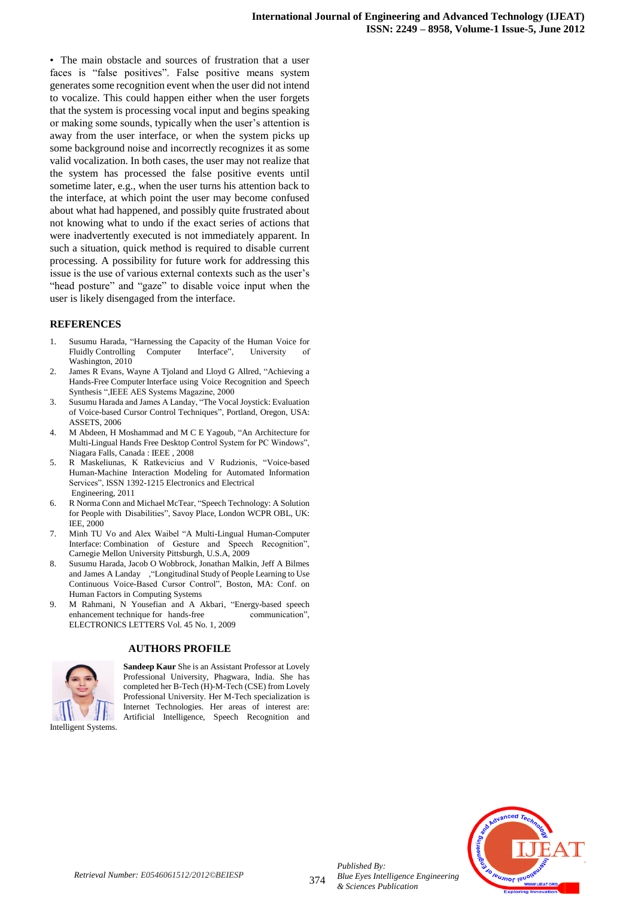• The main obstacle and sources of frustration that a user faces is "false positives". False positive means system generates some recognition event when the user did not intend to vocalize. This could happen either when the user forgets that the system is processing vocal input and begins speaking or making some sounds, typically when the user's attention is away from the user interface, or when the system picks up some background noise and incorrectly recognizes it as some valid vocalization. In both cases, the user may not realize that the system has processed the false positive events until sometime later, e.g., when the user turns his attention back to the interface, at which point the user may become confused about what had happened, and possibly quite frustrated about not knowing what to undo if the exact series of actions that were inadvertently executed is not immediately apparent. In such a situation, quick method is required to disable current processing. A possibility for future work for addressing this issue is the use of various external contexts such as the user's "head posture" and "gaze" to disable voice input when the user is likely disengaged from the interface.

## REFERENCES

1. Susumu Harada, "Harnessing the Capacity of the Human Voice for Fluidly Controlling Computer Interface", University of Washington, 2010
2. James R Evans, Wayne A Tjoland and Lloyd G Allred, "Achieving a Hands-Free Computer Interface using Voice Recognition and Speech Synthesis ",IEEE AES Systems Magazine, 2000
3. Susumu Harada and James A Landay, "The Vocal Joystick: Evaluation of Voice-based Cursor Control Techniques", Portland, Oregon, USA: ASSETS, 2006
4. M Abdeen, H Moshammad and M C E Yagoub, "An Architecture for Multi-Lingual Hands Free Desktop Control System for PC Windows", Niagara Falls, Canada : IEEE , 2008
5. R Maskeliunas, K Ratkevicius and V Rudzionis, "Voice-based Human-Machine Interaction Modeling for Automated Information Services", ISSN 1392-1215 Electronics and Electrical Engineering, 2011
6. R Norma Conn and Michael McTear, "Speech Technology: A Solution for People with Disabilities", Savoy Place, London WCPR OBL, UK: IEE, 2000
7. Minh TU Vo and Alex Waibel "A Multi-Lingual Human-Computer Interface: Combination of Gesture and Speech Recognition", Carnegie Mellon University Pittsburgh, U.S.A, 2009
8. Susumu Harada, Jacob O Wobbrock, Jonathan Malkin, Jeff A Bilmes and James A Landay ,"Longitudinal Study of People Learning to Use Continuous Voice-Based Cursor Control", Boston, MA: Conf. on Human Factors in Computing Systems
9. M Rahmani, N Yousefian and A Akbari, "Energy-based speech enhancement technique for hands-free communication", ELECTRONICS LETTERS Vol. 45 No. 1, 2009

## AUTHORS PROFILE

**Sandeep Kaur** She is an Assistant Professor at Lovely Professional University, Phagwara, India. She has completed her B-Tech (H)-M-Tech (CSE) from Lovely Professional University. Her M-Tech specialization is Internet Technologies. Her areas of interest are: Artificial Intelligence, Speech Recognition and Intelligent Systems.